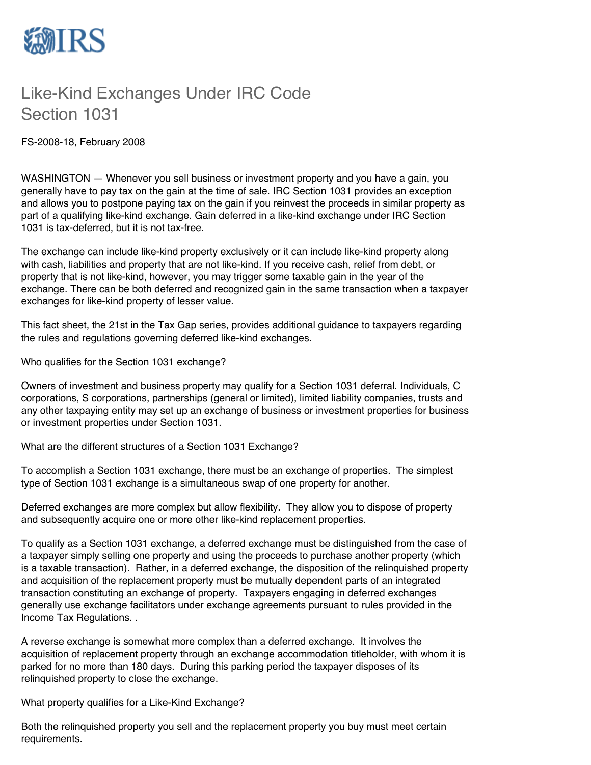# Like-Kind Exchanges Under IRC Code Section 1031

FS-2008-18, February 2008

WASHINGTON — Whenever you sell business or investment property and you have a gain, you generally have to pay tax on the gain at the time of sale. IRC Section 1031 provides an exception and allows you to postpone paying tax on the gain if you reinvest the proceeds in similar property as part of a qualifying like-kind exchange. Gain deferred in a like-kind exchange under IRC Section 1031 is tax-deferred, but it is not tax-free.

The exchange can include like-kind property exclusively or it can include like-kind property along with cash, liabilities and property that are not like-kind. If you receive cash, relief from debt, or property that is not like-kind, however, you may trigger some taxable gain in the year of the exchange. There can be both deferred and recognized gain in the same transaction when a taxpayer exchanges for like-kind property of lesser value.

This fact sheet, the 21st in the Tax Gap series, provides additional guidance to taxpayers regarding the rules and regulations governing deferred like-kind exchanges.

Who qualifies for the Section 1031 exchange?

Owners of investment and business property may qualify for a Section 1031 deferral. Individuals, C corporations, S corporations, partnerships (general or limited), limited liability companies, trusts and any other taxpaying entity may set up an exchange of business or investment properties for business or investment properties under Section 1031.

What are the different structures of a Section 1031 Exchange?

To accomplish a Section 1031 exchange, there must be an exchange of properties. The simplest type of Section 1031 exchange is a simultaneous swap of one property for another.

Deferred exchanges are more complex but allow flexibility. They allow you to dispose of property and subsequently acquire one or more other like-kind replacement properties.

To qualify as a Section 1031 exchange, a deferred exchange must be distinguished from the case of a taxpayer simply selling one property and using the proceeds to purchase another property (which is a taxable transaction). Rather, in a deferred exchange, the disposition of the relinquished property and acquisition of the replacement property must be mutually dependent parts of an integrated transaction constituting an exchange of property. Taxpayers engaging in deferred exchanges generally use exchange facilitators under exchange agreements pursuant to rules provided in the Income Tax Regulations. .

A reverse exchange is somewhat more complex than a deferred exchange. It involves the acquisition of replacement property through an exchange accommodation titleholder, with whom it is parked for no more than 180 days. During this parking period the taxpayer disposes of its relinquished property to close the exchange.

What property qualifies for a Like-Kind Exchange?

Both the relinquished property you sell and the replacement property you buy must meet certain requirements.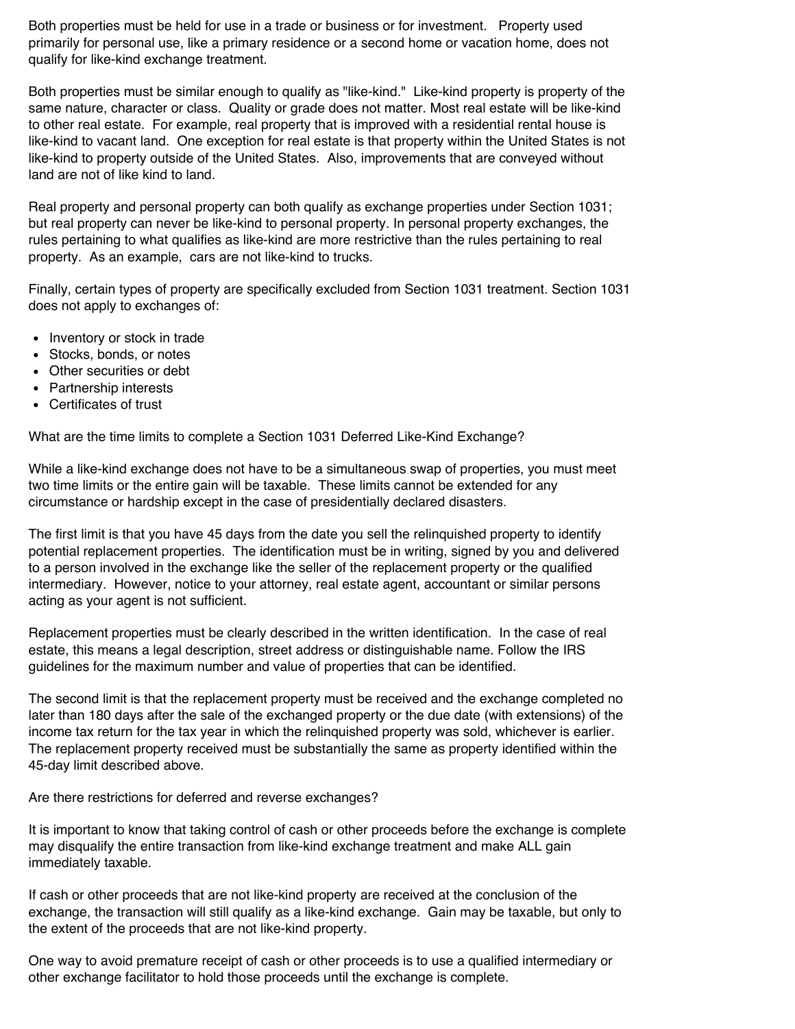Both properties must be held for use in a trade or business or for investment. Property used primarily for personal use, like a primary residence or a second home or vacation home, does not qualify for like-kind exchange treatment.

Both properties must be similar enough to qualify as "like-kind." Like-kind property is property of the same nature, character or class. Quality or grade does not matter. Most real estate will be like-kind to other real estate. For example, real property that is improved with a residential rental house is like-kind to vacant land. One exception for real estate is that property within the United States is not like-kind to property outside of the United States. Also, improvements that are conveyed without land are not of like kind to land.

Real property and personal property can both qualify as exchange properties under Section 1031; but real property can never be like-kind to personal property. In personal property exchanges, the rules pertaining to what qualifies as like-kind are more restrictive than the rules pertaining to real property. As an example, cars are not like-kind to trucks.

Finally, certain types of property are specifically excluded from Section 1031 treatment. Section 1031 does not apply to exchanges of:

- Inventory or stock in trade
- Stocks, bonds, or notes
- Other securities or debt
- Partnership interests
- Certificates of trust

What are the time limits to complete a Section 1031 Deferred Like-Kind Exchange?

While a like-kind exchange does not have to be a simultaneous swap of properties, you must meet two time limits or the entire gain will be taxable. These limits cannot be extended for any circumstance or hardship except in the case of presidentially declared disasters.

The first limit is that you have 45 days from the date you sell the relinquished property to identify potential replacement properties. The identification must be in writing, signed by you and delivered to a person involved in the exchange like the seller of the replacement property or the qualified intermediary. However, notice to your attorney, real estate agent, accountant or similar persons acting as your agent is not sufficient.

Replacement properties must be clearly described in the written identification. In the case of real estate, this means a legal description, street address or distinguishable name. Follow the IRS guidelines for the maximum number and value of properties that can be identified.

The second limit is that the replacement property must be received and the exchange completed no later than 180 days after the sale of the exchanged property or the due date (with extensions) of the income tax return for the tax year in which the relinquished property was sold, whichever is earlier. The replacement property received must be substantially the same as property identified within the 45-day limit described above.

Are there restrictions for deferred and reverse exchanges?

It is important to know that taking control of cash or other proceeds before the exchange is complete may disqualify the entire transaction from like-kind exchange treatment and make ALL gain immediately taxable.

If cash or other proceeds that are not like-kind property are received at the conclusion of the exchange, the transaction will still qualify as a like-kind exchange. Gain may be taxable, but only to the extent of the proceeds that are not like-kind property.

One way to avoid premature receipt of cash or other proceeds is to use a qualified intermediary or other exchange facilitator to hold those proceeds until the exchange is complete.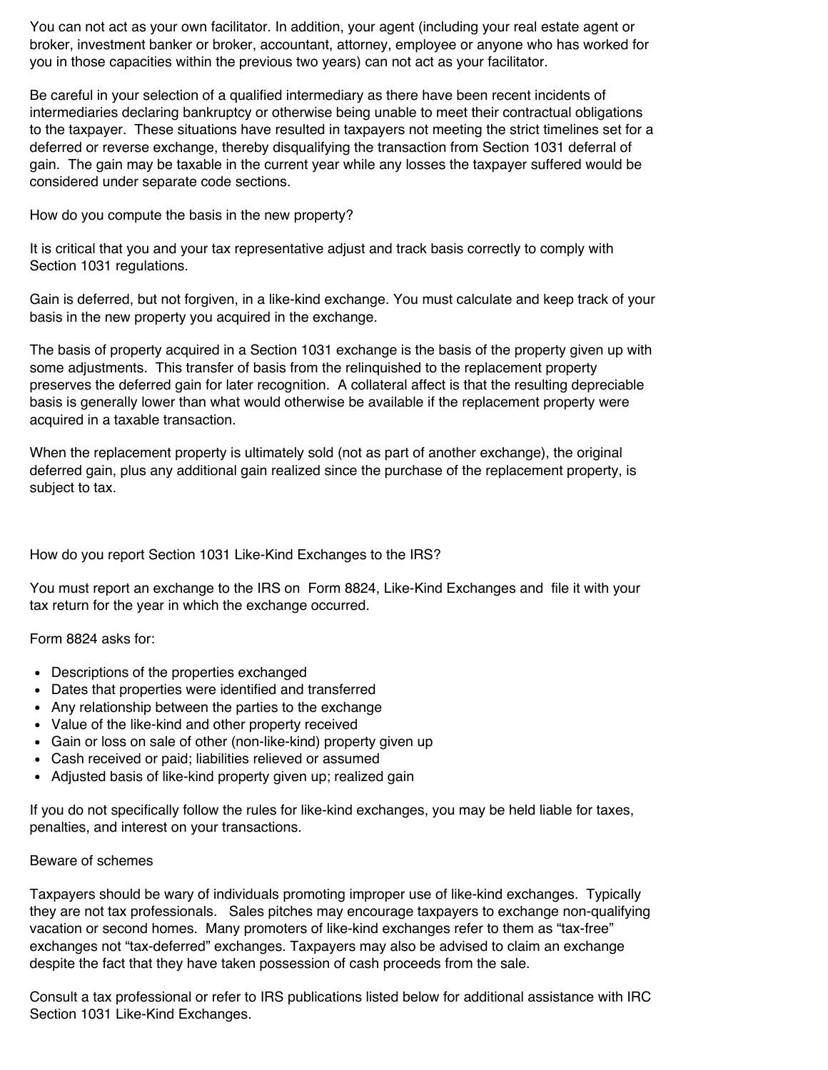You can not act as your own facilitator. In addition, your agent (including your real estate agent or broker, investment banker or broker, accountant, attorney, employee or anyone who has worked for you in those capacities within the previous two years) can not act as your facilitator.

Be careful in your selection of a qualified intermediary as there have been recent incidents of intermediaries declaring bankruptcy or otherwise being unable to meet their contractual obligations to the taxpayer. These situations have resulted in taxpayers not meeting the strict timelines set for a deferred or reverse exchange, thereby disqualifying the transaction from Section 1031 deferral of gain. The gain may be taxable in the current year while any losses the taxpayer suffered would be considered under separate code sections.

How do you compute the basis in the new property?

It is critical that you and your tax representative adjust and track basis correctly to comply with Section 1031 regulations.

Gain is deferred, but not forgiven, in a like-kind exchange. You must calculate and keep track of your basis in the new property you acquired in the exchange.

The basis of property acquired in a Section 1031 exchange is the basis of the property given up with some adjustments. This transfer of basis from the relinquished to the replacement property preserves the deferred gain for later recognition. A collateral affect is that the resulting depreciable basis is generally lower than what would otherwise be available if the replacement property were acquired in a taxable transaction.

When the replacement property is ultimately sold (not as part of another exchange), the original deferred gain, plus any additional gain realized since the purchase of the replacement property, is subject to tax.

How do you report Section 1031 Like-Kind Exchanges to the IRS?

You must report an exchange to the IRS on Form 8824, Like-Kind Exchanges and file it with your tax return for the year in which the exchange occurred.

Form 8824 asks for:

- Descriptions of the properties exchanged
- Dates that properties were identified and transferred
- Any relationship between the parties to the exchange
- Value of the like-kind and other property received
- Gain or loss on sale of other (non-like-kind) property given up
- Cash received or paid; liabilities relieved or assumed
- Adjusted basis of like-kind property given up; realized gain

If you do not specifically follow the rules for like-kind exchanges, you may be held liable for taxes, penalties, and interest on your transactions.

Beware of schemes

Taxpayers should be wary of individuals promoting improper use of like-kind exchanges. Typically they are not tax professionals. Sales pitches may encourage taxpayers to exchange non-qualifying vacation or second homes. Many promoters of like-kind exchanges refer to them as "tax-free" exchanges not "tax-deferred" exchanges. Taxpayers may also be advised to claim an exchange despite the fact that they have taken possession of cash proceeds from the sale.

Consult a tax professional or refer to IRS publications listed below for additional assistance with IRC Section 1031 Like-Kind Exchanges.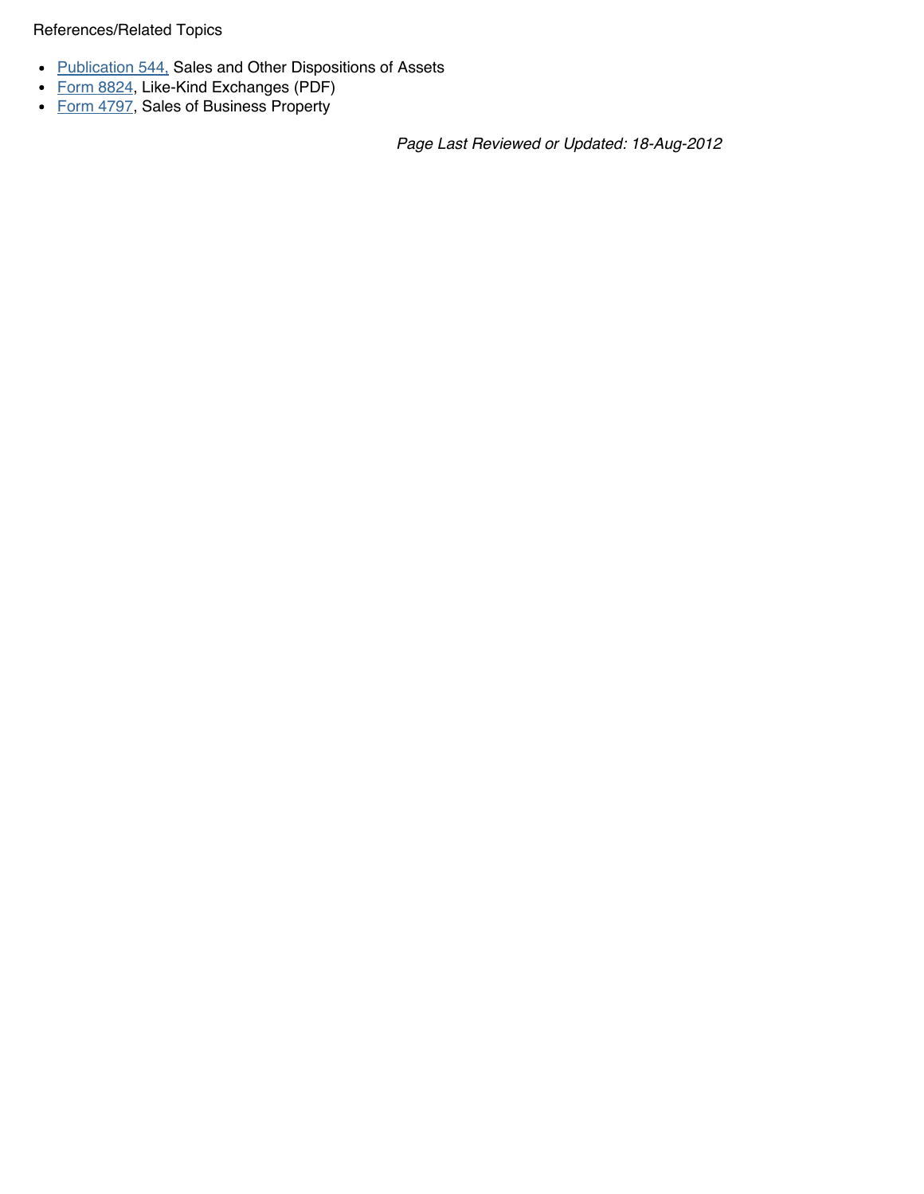References/Related Topics

- Publication 544, Sales and Other Dispositions of Assets
- Form 8824, Like-Kind Exchanges (PDF)
- Form 4797, Sales of Business Property

*Page Last Reviewed or Updated: 18-Aug-2012*